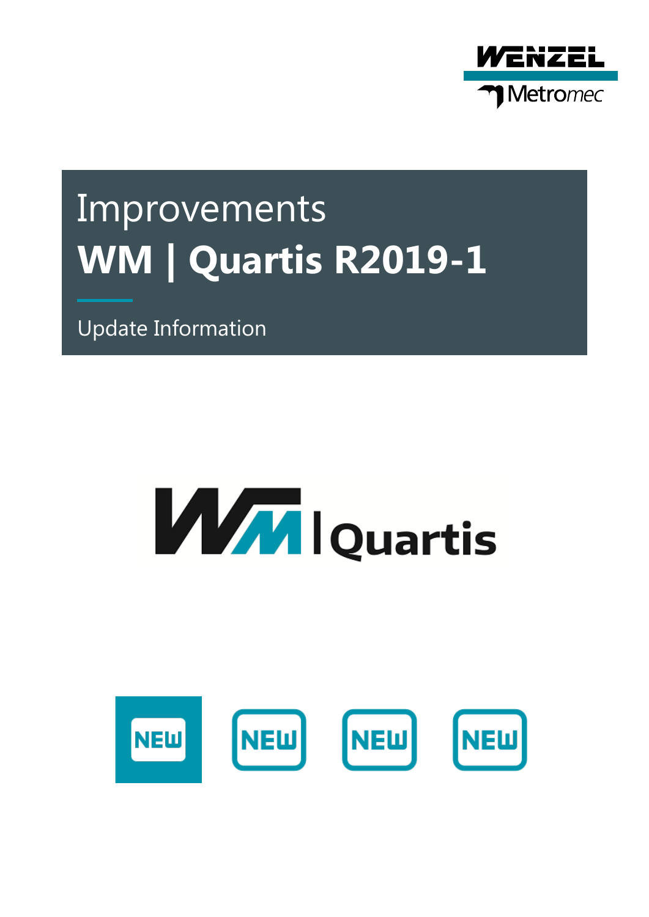# Improvements

# WM | Quartis R2019-1

Update Information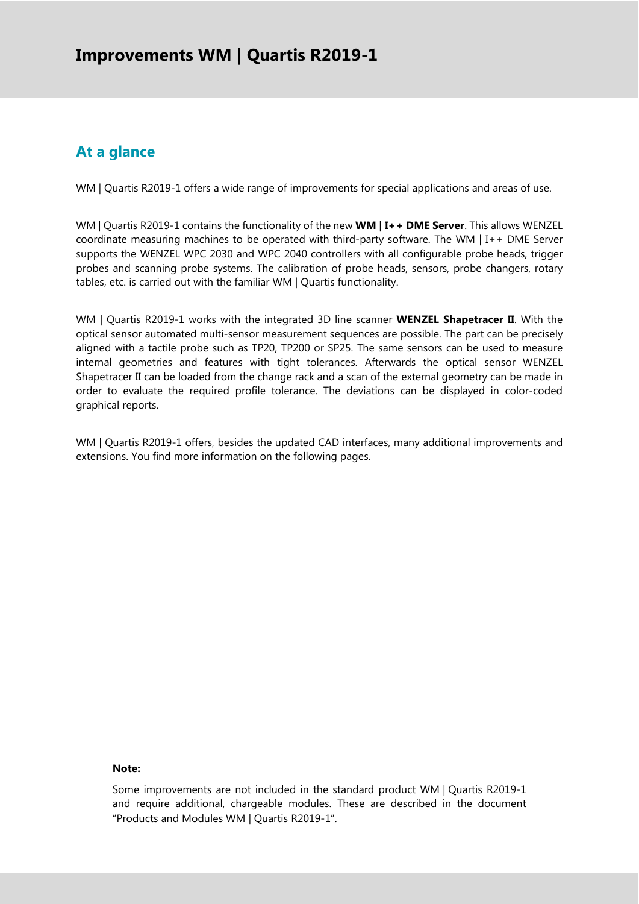# Improvements WM | Quartis R2019-1

## At a glance

WM | Quartis R2019-1 offers a wide range of improvements for special applications and areas of use.

WM | Quartis R2019-1 contains the functionality of the new **WM | I++ DME Server**. This allows WENZEL coordinate measuring machines to be operated with third-party software. The WM | I++ DME Server supports the WENZEL WPC 2030 and WPC 2040 controllers with all configurable probe heads, trigger probes and scanning probe systems. The calibration of probe heads, sensors, probe changers, rotary tables, etc. is carried out with the familiar WM | Quartis functionality.

WM | Quartis R2019-1 works with the integrated 3D line scanner **WENZEL Shapetracer II**. With the optical sensor automated multi-sensor measurement sequences are possible. The part can be precisely aligned with a tactile probe such as TP20, TP200 or SP25. The same sensors can be used to measure internal geometries and features with tight tolerances. Afterwards the optical sensor WENZEL Shapetracer II can be loaded from the change rack and a scan of the external geometry can be made in order to evaluate the required profile tolerance. The deviations can be displayed in color-coded graphical reports.

WM | Quartis R2019-1 offers, besides the updated CAD interfaces, many additional improvements and extensions. You find more information on the following pages.

**Note:**

Some improvements are not included in the standard product WM | Quartis R2019-1 and require additional, chargeable modules. These are described in the document "Products and Modules WM | Quartis R2019-1".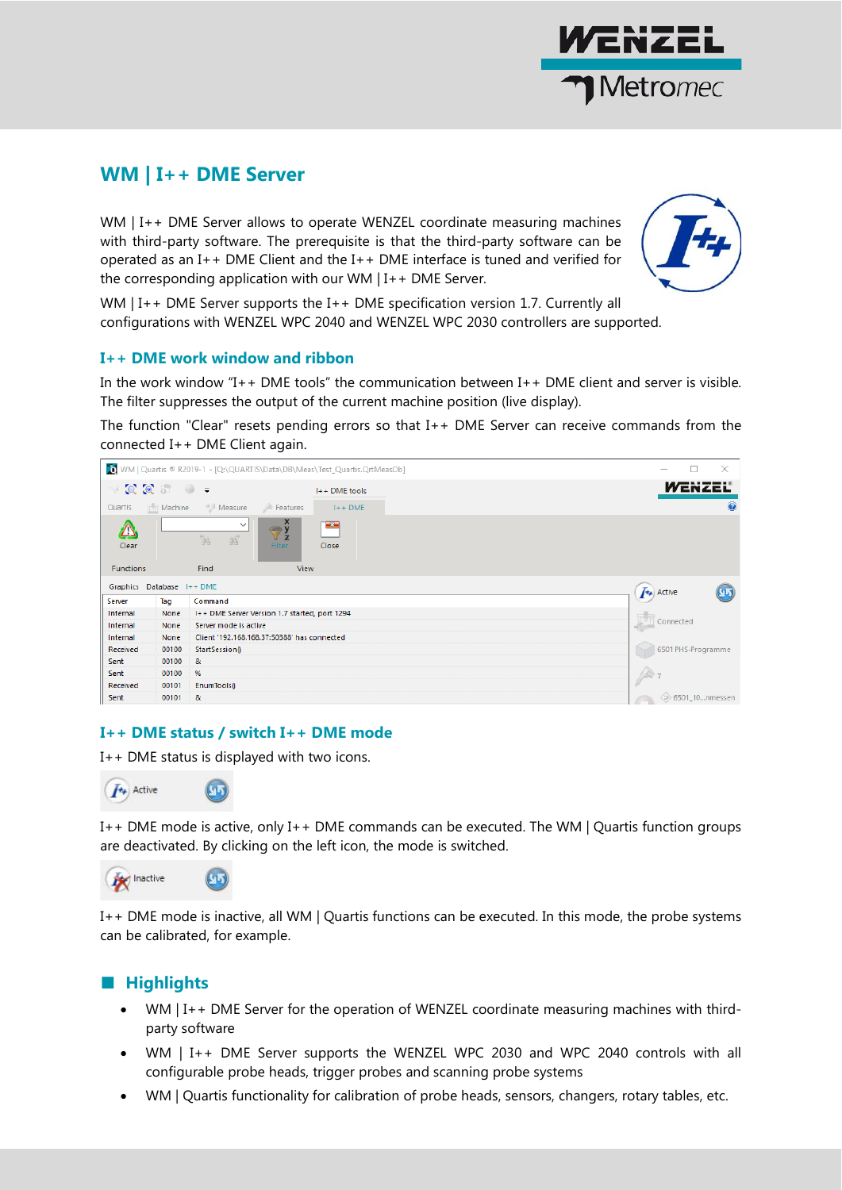## WM | I++ DME Server

WM | I++ DME Server allows to operate WENZEL coordinate measuring machines with third-party software. The prerequisite is that the third-party software can be operated as an I++ DME Client and the I++ DME interface is tuned and verified for the corresponding application with our WM | I++ DME Server.

WM | I++ DME Server supports the I++ DME specification version 1.7. Currently all configurations with WENZEL WPC 2040 and WENZEL WPC 2030 controllers are supported.

### I++ DME work window and ribbon

In the work window "I++ DME tools" the communication between I++ DME client and server is visible. The filter suppresses the output of the current machine position (live display).

The function "Clear" resets pending errors so that I++ DME Server can receive commands from the connected I++ DME Client again.

### I++ DME status / switch I++ DME mode

I++ DME status is displayed with two icons.

I++ DME mode is active, only I++ DME commands can be executed. The WM | Quartis function groups are deactivated. By clicking on the left icon, the mode is switched.

I++ DME mode is inactive, all WM | Quartis functions can be executed. In this mode, the probe systems can be calibrated, for example.

## Highlights

- WM | I++ DME Server for the operation of WENZEL coordinate measuring machines with third-party software
- WM | I++ DME Server supports the WENZEL WPC 2030 and WPC 2040 controls with all configurable probe heads, trigger probes and scanning probe systems
- WM | Quartis functionality for calibration of probe heads, sensors, changers, rotary tables, etc.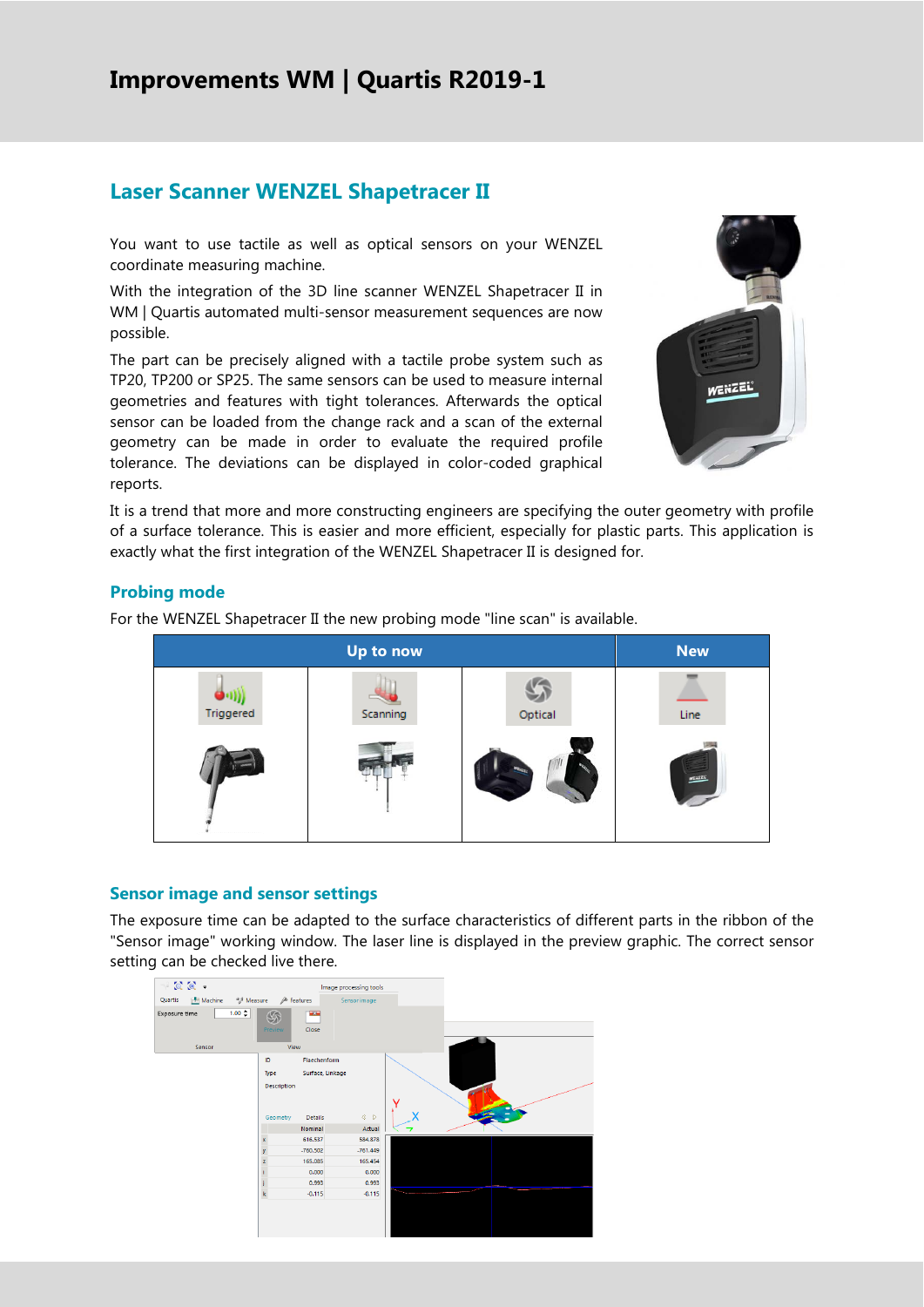# Improvements WM | Quartis R2019-1

## Laser Scanner WENZEL Shapetracer II

You want to use tactile as well as optical sensors on your WENZEL coordinate measuring machine.

With the integration of the 3D line scanner WENZEL Shapetracer II in WM | Quartis automated multi-sensor measurement sequences are now possible.

The part can be precisely aligned with a tactile probe system such as TP20, TP200 or SP25. The same sensors can be used to measure internal geometries and features with tight tolerances. Afterwards the optical sensor can be loaded from the change rack and a scan of the external geometry can be made in order to evaluate the required profile tolerance. The deviations can be displayed in color-coded graphical reports.

It is a trend that more and more constructing engineers are specifying the outer geometry with profile of a surface tolerance. This is easier and more efficient, especially for plastic parts. This application is exactly what the first integration of the WENZEL Shapetracer II is designed for.

### Probing mode

For the WENZEL Shapetracer II the new probing mode "line scan" is available.

| Up to now | | | New |
|---|---|---|---|
| Triggered | Scanning | Optical | Line |

### Sensor image and sensor settings

The exposure time can be adapted to the surface characteristics of different parts in the ribbon of the "Sensor image" working window. The laser line is displayed in the preview graphic. The correct sensor setting can be checked live there.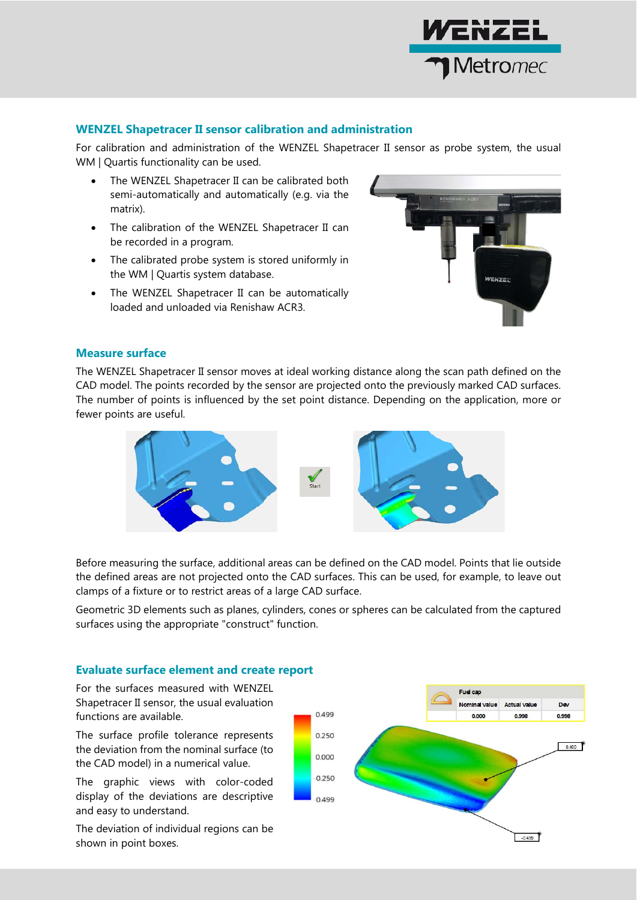## WENZEL Shapetracer II sensor calibration and administration

For calibration and administration of the WENZEL Shapetracer II sensor as probe system, the usual WM | Quartis functionality can be used.

- The WENZEL Shapetracer II can be calibrated both semi-automatically and automatically (e.g. via the matrix).
- The calibration of the WENZEL Shapetracer II can be recorded in a program.
- The calibrated probe system is stored uniformly in the WM | Quartis system database.
- The WENZEL Shapetracer II can be automatically loaded and unloaded via Renishaw ACR3.

## Measure surface

The WENZEL Shapetracer II sensor moves at ideal working distance along the scan path defined on the CAD model. The points recorded by the sensor are projected onto the previously marked CAD surfaces. The number of points is influenced by the set point distance. Depending on the application, more or fewer points are useful.

Before measuring the surface, additional areas can be defined on the CAD model. Points that lie outside the defined areas are not projected onto the CAD surfaces. This can be used, for example, to leave out clamps of a fixture or to restrict areas of a large CAD surface.

Geometric 3D elements such as planes, cylinders, cones or spheres can be calculated from the captured surfaces using the appropriate "construct" function.

## Evaluate surface element and create report

For the surfaces measured with WENZEL Shapetracer II sensor, the usual evaluation functions are available.

The surface profile tolerance represents the deviation from the nominal surface (to the CAD model) in a numerical value.

The graphic views with color-coded display of the deviations are descriptive and easy to understand.

The deviation of individual regions can be shown in point boxes.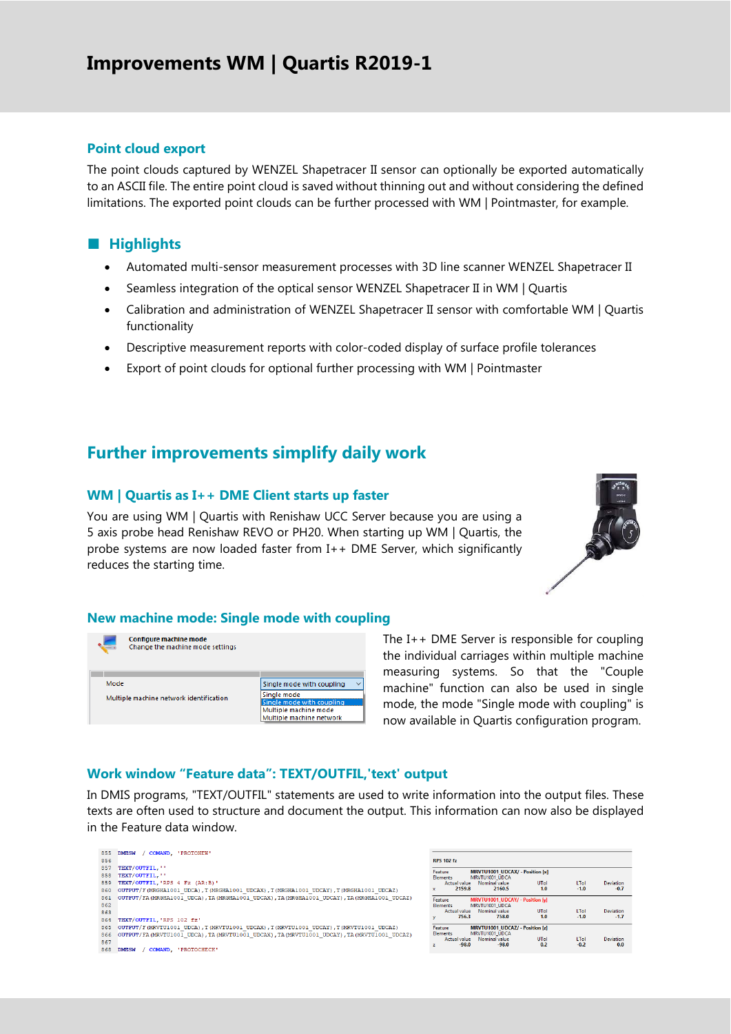# Improvements WM | Quartis R2019-1

### Point cloud export

The point clouds captured by WENZEL Shapetracer II sensor can optionally be exported automatically to an ASCII file. The entire point cloud is saved without thinning out and without considering the defined limitations. The exported point clouds can be further processed with WM | Pointmaster, for example.

## Highlights

- Automated multi-sensor measurement processes with 3D line scanner WENZEL Shapetracer II
- Seamless integration of the optical sensor WENZEL Shapetracer II in WM | Quartis
- Calibration and administration of WENZEL Shapetracer II sensor with comfortable WM | Quartis functionality
- Descriptive measurement reports with color-coded display of surface profile tolerances
- Export of point clouds for optional further processing with WM | Pointmaster

## Further improvements simplify daily work

### WM | Quartis as I++ DME Client starts up faster

You are using WM | Quartis with Renishaw UCC Server because you are using a 5 axis probe head Renishaw REVO or PH20. When starting up WM | Quartis, the probe systems are now loaded faster from I++ DME Server, which significantly reduces the starting time.

### New machine mode: Single mode with coupling

Configure machine mode
Change the machine mode settings

| Mode | Single mode with coupling |
|---|---|
| Multiple machine network identification | Single mode / Single mode with coupling / Multiple machine mode / Multiple machine network |

The I++ DME Server is responsible for coupling the individual carriages within multiple machine measuring systems. So that the "Couple machine" function can also be used in single mode, the mode "Single mode with coupling" is now available in Quartis configuration program.

### Work window "Feature data": TEXT/OUTFIL,'text' output

In DMIS programs, "TEXT/OUTFIL" statements are used to write information into the output files. These texts are often used to structure and document the output. This information can now also be displayed in the Feature data window.

```
855 DMESW / COMAND, 'PROTONEW'
856
857 TEXT/OUTFIL,''
858 TEXT/OUTFIL,''
859 TEXT/OUTFIL,'RPS 4 Fz (AR:B)'
860 OUTPUT/F(MRGHA1001_UDCA),T(MRGHA1001_UDCAX),T(MRGHA1001_UDCAY),T(MRGHA1001_UDCAZ)
861 OUTPUT/FA(MRGHA1001_UDCA),TA(MRGHA1001_UDCAX),TA(MRGHA1001_UDCAY),TA(MRGHA1001_UDCAZ)
862
863
864 TEXT/OUTFIL,'RPS 102 fz'
865 OUTPUT/F(MRVTU1001_UDCA),T(MRVTU1001_UDCAX),T(MRVTU1001_UDCAY),T(MRVTU1001_UDCAZ)
866 OUTPUT/FA(MRVTU1001_UDCA),TA(MRVTU1001_UDCAX),TA(MRVTU1001_UDCAY),TA(MRVTU1001_UDCAZ)
867
868 DMESW / COMAND, 'PROTOCHECK'
```

RPS 102 fz

| Feature / Elements | | Actual value | Nominal value | UTol | LTol | Deviation |
|---|---|---|---|---|---|---|
| MRVTU1001_UDCAX/ - Position [x] / MRVTU1001_UDCA | x | 2159.8 | 2160.5 | 1.0 | -1.0 | -0.7 |
| MRVTU1001_UDCAY/ - Position [y] / MRVTU1001_UDCA | y | 756.3 | 758.0 | 1.0 | -1.0 | -1.7 |
| MRVTU1001_UDCAZ/ - Position [z] / MRVTU1001_UDCA | z | -98.0 | -98.0 | 0.2 | -0.2 | 0.0 |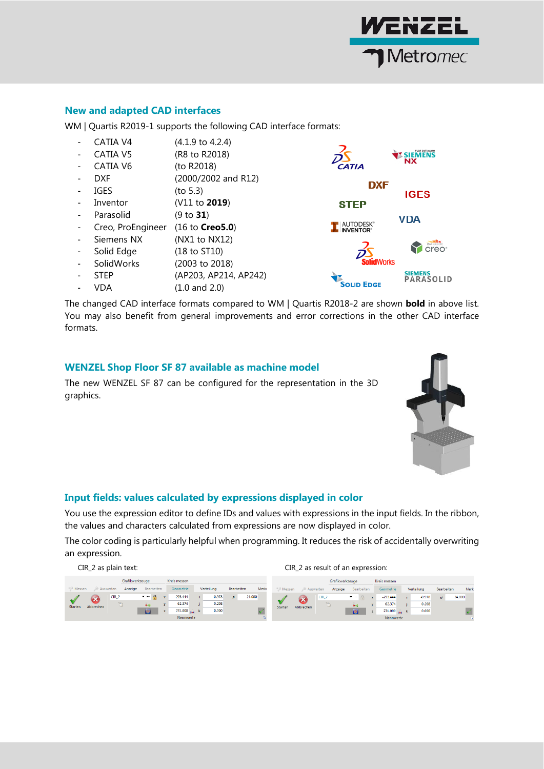## New and adapted CAD interfaces

WM | Quartis R2019-1 supports the following CAD interface formats:

- CATIA V4 (4.1.9 to 4.2.4)
- CATIA V5 (R8 to R2018)
- CATIA V6 (to R2018)
- DXF (2000/2002 and R12)
- IGES (to 5.3)
- Inventor (V11 to **2019**)
- Parasolid (9 to **31**)
- Creo, ProEngineer (16 to **Creo5.0**)
- Siemens NX (NX1 to NX12)
- Solid Edge (18 to ST10)
- SolidWorks (2003 to 2018)
- STEP (AP203, AP214, AP242)
- VDA (1.0 and 2.0)

The changed CAD interface formats compared to WM | Quartis R2018-2 are shown **bold** in above list. You may also benefit from general improvements and error corrections in the other CAD interface formats.

## WENZEL Shop Floor SF 87 available as machine model

The new WENZEL SF 87 can be configured for the representation in the 3D graphics.

## Input fields: values calculated by expressions displayed in color

You use the expression editor to define IDs and values with expressions in the input fields. In the ribbon, the values and characters calculated from expressions are now displayed in color.

The color coding is particularly helpful when programming. It reduces the risk of accidentally overwriting an expression.

CIR_2 as plain text:

CIR_2 as result of an expression: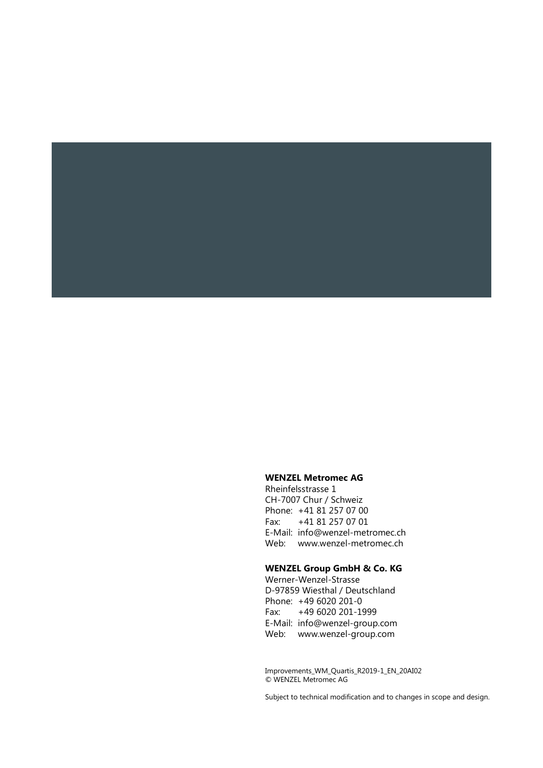**WENZEL Metromec AG**
Rheinfelsstrasse 1
CH-7007 Chur / Schweiz
Phone: +41 81 257 07 00
Fax: +41 81 257 07 01
E-Mail: info@wenzel-metromec.ch
Web: www.wenzel-metromec.ch

**WENZEL Group GmbH & Co. KG**
Werner-Wenzel-Strasse
D-97859 Wiesthal / Deutschland
Phone: +49 6020 201-0
Fax: +49 6020 201-1999
E-Mail: info@wenzel-group.com
Web: www.wenzel-group.com

Improvements_WM_Quartis_R2019-1_EN_20AI02
© WENZEL Metromec AG

Subject to technical modification and to changes in scope and design.